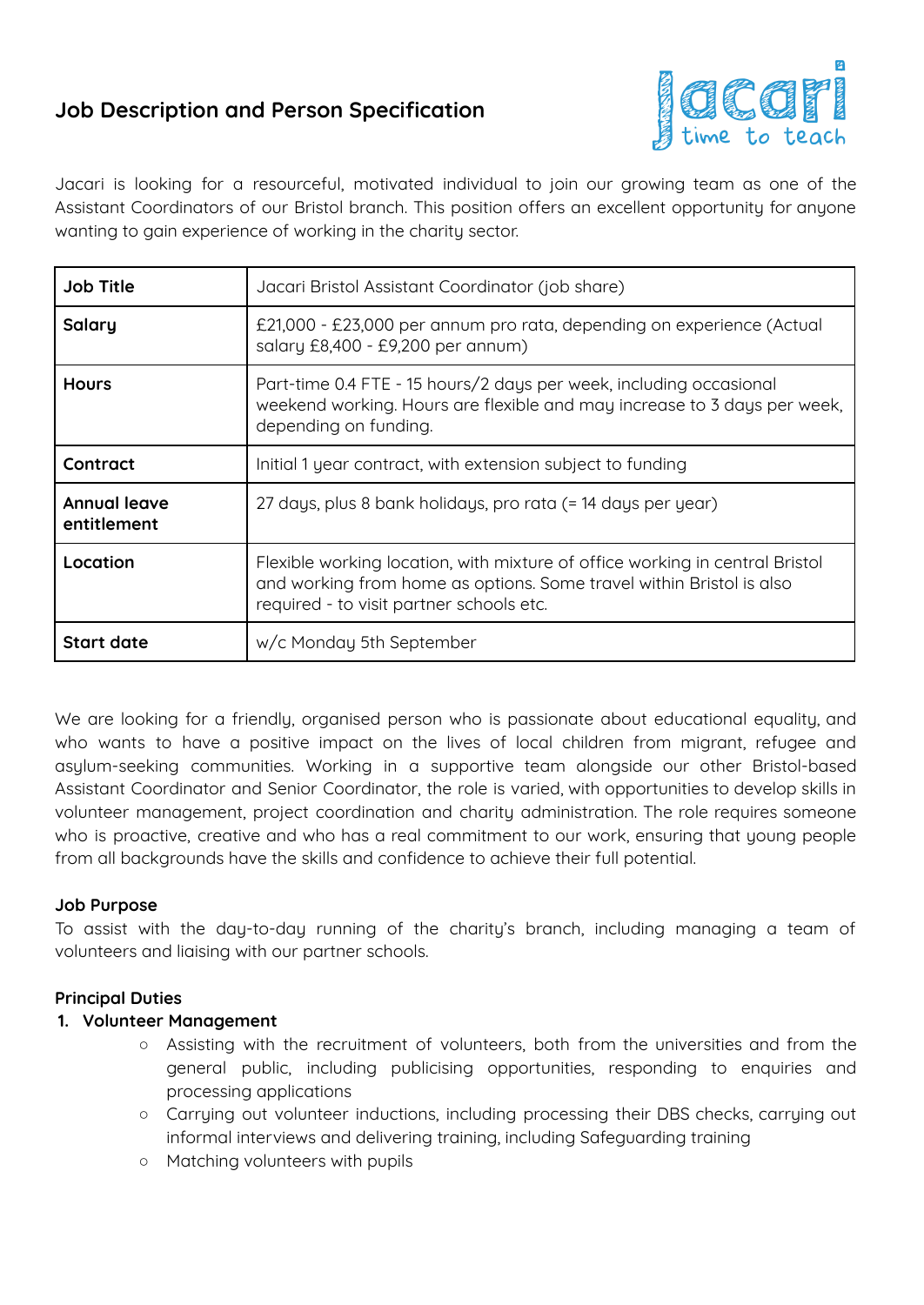# Job Description and Person Specification

Jacari is looking for a resourceful, motivated individual to join our growing team as one of the Assistant Coordinators of our Bristol branch. This position offers an excellent opportunity for anyone wanting to gain experience of working in the charity sector.

| **Job Title** | Jacari Bristol Assistant Coordinator (job share) |
|---|---|
| **Salary** | £21,000 - £23,000 per annum pro rata, depending on experience (Actual salary £8,400 - £9,200 per annum) |
| **Hours** | Part-time 0.4 FTE - 15 hours/2 days per week, including occasional weekend working. Hours are flexible and may increase to 3 days per week, depending on funding. |
| **Contract** | Initial 1 year contract, with extension subject to funding |
| **Annual leave entitlement** | 27 days, plus 8 bank holidays, pro rata (= 14 days per year) |
| **Location** | Flexible working location, with mixture of office working in central Bristol and working from home as options. Some travel within Bristol is also required - to visit partner schools etc. |
| **Start date** | w/c Monday 5th September |

We are looking for a friendly, organised person who is passionate about educational equality, and who wants to have a positive impact on the lives of local children from migrant, refugee and asylum-seeking communities. Working in a supportive team alongside our other Bristol-based Assistant Coordinator and Senior Coordinator, the role is varied, with opportunities to develop skills in volunteer management, project coordination and charity administration. The role requires someone who is proactive, creative and who has a real commitment to our work, ensuring that young people from all backgrounds have the skills and confidence to achieve their full potential.

**Job Purpose**

To assist with the day-to-day running of the charity's branch, including managing a team of volunteers and liaising with our partner schools.

**Principal Duties**

1. **Volunteer Management**
    - Assisting with the recruitment of volunteers, both from the universities and from the general public, including publicising opportunities, responding to enquiries and processing applications
    - Carrying out volunteer inductions, including processing their DBS checks, carrying out informal interviews and delivering training, including Safeguarding training
    - Matching volunteers with pupils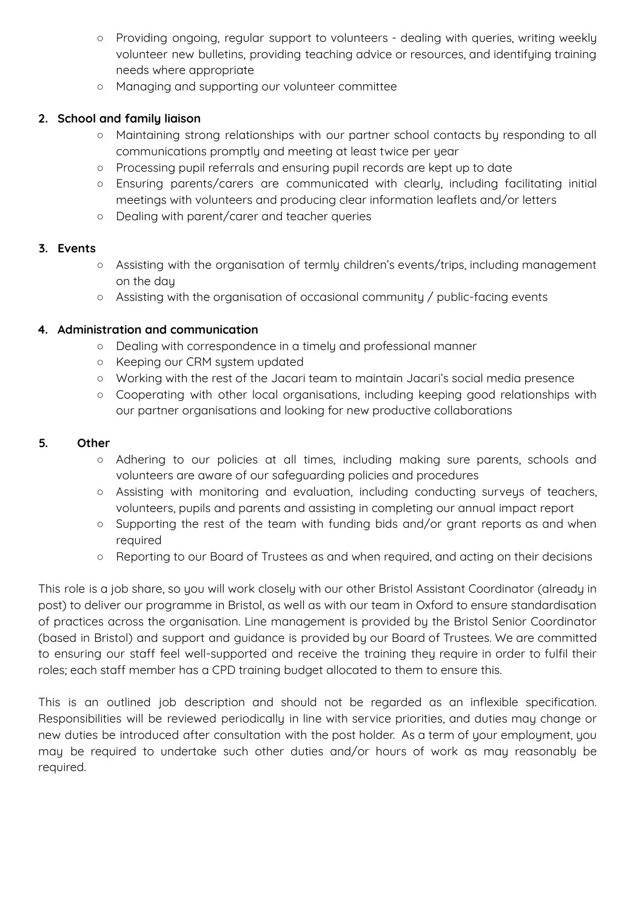- Providing ongoing, regular support to volunteers - dealing with queries, writing weekly volunteer new bulletins, providing teaching advice or resources, and identifying training needs where appropriate
- Managing and supporting our volunteer committee

**2. School and family liaison**

- Maintaining strong relationships with our partner school contacts by responding to all communications promptly and meeting at least twice per year
- Processing pupil referrals and ensuring pupil records are kept up to date
- Ensuring parents/carers are communicated with clearly, including facilitating initial meetings with volunteers and producing clear information leaflets and/or letters
- Dealing with parent/carer and teacher queries

**3. Events**

- Assisting with the organisation of termly children's events/trips, including management on the day
- Assisting with the organisation of occasional community / public-facing events

**4. Administration and communication**

- Dealing with correspondence in a timely and professional manner
- Keeping our CRM system updated
- Working with the rest of the Jacari team to maintain Jacari's social media presence
- Cooperating with other local organisations, including keeping good relationships with our partner organisations and looking for new productive collaborations

**5. Other**

- Adhering to our policies at all times, including making sure parents, schools and volunteers are aware of our safeguarding policies and procedures
- Assisting with monitoring and evaluation, including conducting surveys of teachers, volunteers, pupils and parents and assisting in completing our annual impact report
- Supporting the rest of the team with funding bids and/or grant reports as and when required
- Reporting to our Board of Trustees as and when required, and acting on their decisions

This role is a job share, so you will work closely with our other Bristol Assistant Coordinator (already in post) to deliver our programme in Bristol, as well as with our team in Oxford to ensure standardisation of practices across the organisation. Line management is provided by the Bristol Senior Coordinator (based in Bristol) and support and guidance is provided by our Board of Trustees. We are committed to ensuring our staff feel well-supported and receive the training they require in order to fulfil their roles; each staff member has a CPD training budget allocated to them to ensure this.

This is an outlined job description and should not be regarded as an inflexible specification. Responsibilities will be reviewed periodically in line with service priorities, and duties may change or new duties be introduced after consultation with the post holder. As a term of your employment, you may be required to undertake such other duties and/or hours of work as may reasonably be required.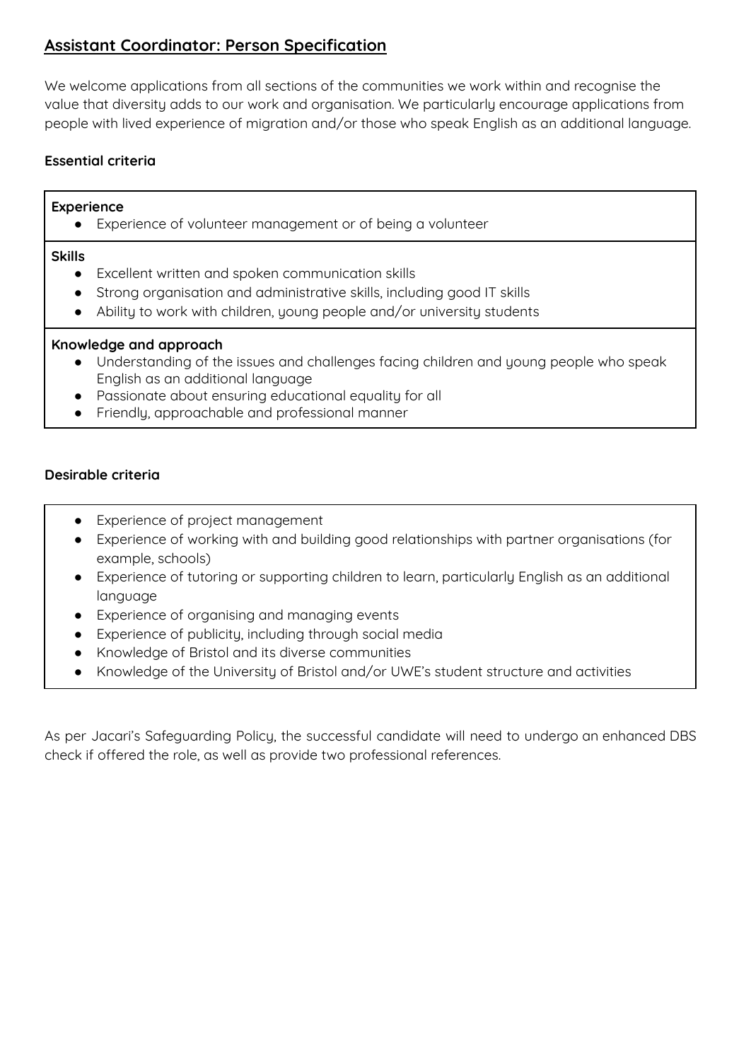## Assistant Coordinator: Person Specification

We welcome applications from all sections of the communities we work within and recognise the value that diversity adds to our work and organisation. We particularly encourage applications from people with lived experience of migration and/or those who speak English as an additional language.

### Essential criteria

**Experience**

- Experience of volunteer management or of being a volunteer

**Skills**

- Excellent written and spoken communication skills
- Strong organisation and administrative skills, including good IT skills
- Ability to work with children, young people and/or university students

**Knowledge and approach**

- Understanding of the issues and challenges facing children and young people who speak English as an additional language
- Passionate about ensuring educational equality for all
- Friendly, approachable and professional manner

### Desirable criteria

- Experience of project management
- Experience of working with and building good relationships with partner organisations (for example, schools)
- Experience of tutoring or supporting children to learn, particularly English as an additional language
- Experience of organising and managing events
- Experience of publicity, including through social media
- Knowledge of Bristol and its diverse communities
- Knowledge of the University of Bristol and/or UWE's student structure and activities

As per Jacari's Safeguarding Policy, the successful candidate will need to undergo an enhanced DBS check if offered the role, as well as provide two professional references.